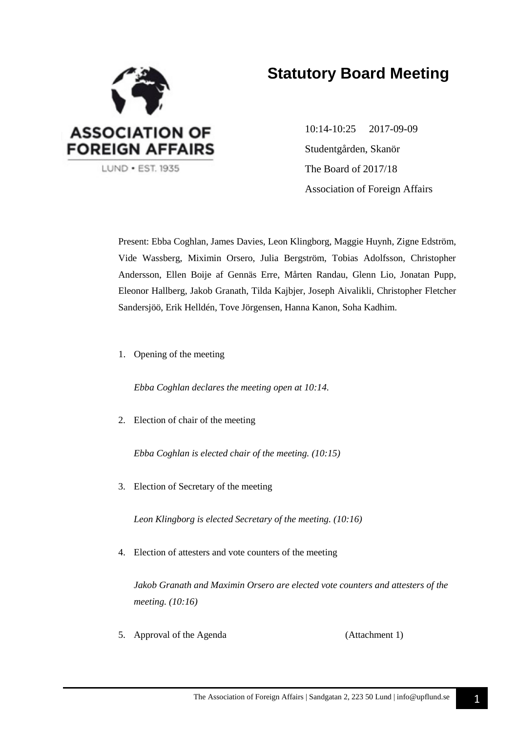ASSOCIATION OF FOREIGN AFFAIRS

LUND • EST. 1935

# Statutory Board Meeting

10:14-10:25 2017-09-09

Studentgården, Skanör

The Board of 2017/18

Association of Foreign Affairs

Present: Ebba Coghlan, James Davies, Leon Klingborg, Maggie Huynh, Zigne Edström, Vide Wassberg, Miximin Orsero, Julia Bergström, Tobias Adolfsson, Christopher Andersson, Ellen Boije af Gennäs Erre, Mårten Randau, Glenn Lio, Jonatan Pupp, Eleonor Hallberg, Jakob Granath, Tilda Kajbjer, Joseph Aivalikli, Christopher Fletcher Sandersjöö, Erik Helldén, Tove Jörgensen, Hanna Kanon, Soha Kadhim.

1. Opening of the meeting

   *Ebba Coghlan declares the meeting open at 10:14.*

2. Election of chair of the meeting

   *Ebba Coghlan is elected chair of the meeting. (10:15)*

3. Election of Secretary of the meeting

   *Leon Klingborg is elected Secretary of the meeting. (10:16)*

4. Election of attesters and vote counters of the meeting

   *Jakob Granath and Maximin Orsero are elected vote counters and attesters of the meeting. (10:16)*

5. Approval of the Agenda (Attachment 1)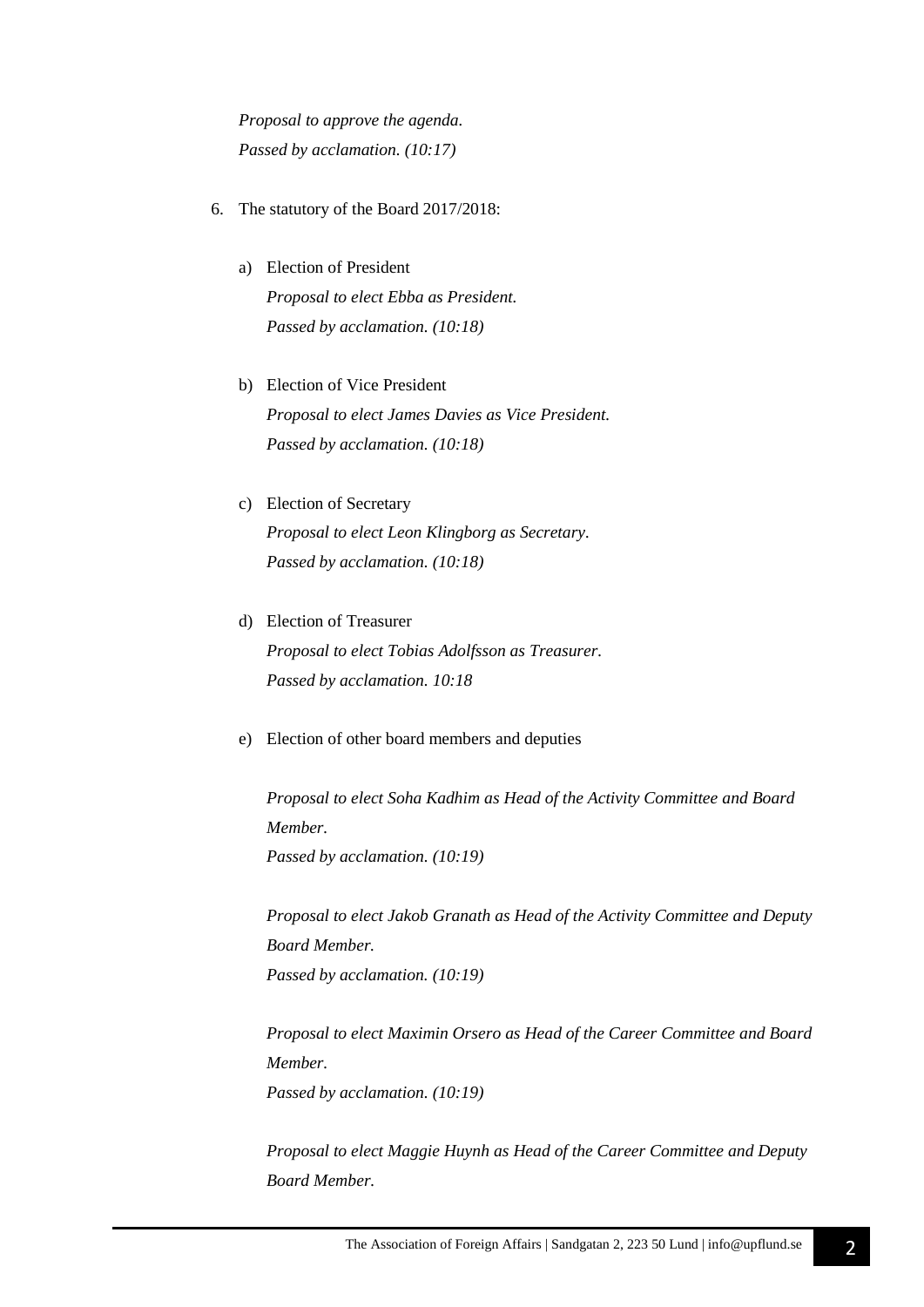*Proposal to approve the agenda.*
*Passed by acclamation. (10:17)*

6. The statutory of the Board 2017/2018:

   a) Election of President
   *Proposal to elect Ebba as President.*
   *Passed by acclamation. (10:18)*

   b) Election of Vice President
   *Proposal to elect James Davies as Vice President.*
   *Passed by acclamation. (10:18)*

   c) Election of Secretary
   *Proposal to elect Leon Klingborg as Secretary.*
   *Passed by acclamation. (10:18)*

   d) Election of Treasurer
   *Proposal to elect Tobias Adolfsson as Treasurer.*
   *Passed by acclamation. 10:18*

   e) Election of other board members and deputies

   *Proposal to elect Soha Kadhim as Head of the Activity Committee and Board Member.*
   *Passed by acclamation. (10:19)*

   *Proposal to elect Jakob Granath as Head of the Activity Committee and Deputy Board Member.*
   *Passed by acclamation. (10:19)*

   *Proposal to elect Maximin Orsero as Head of the Career Committee and Board Member.*
   *Passed by acclamation. (10:19)*

   *Proposal to elect Maggie Huynh as Head of the Career Committee and Deputy Board Member.*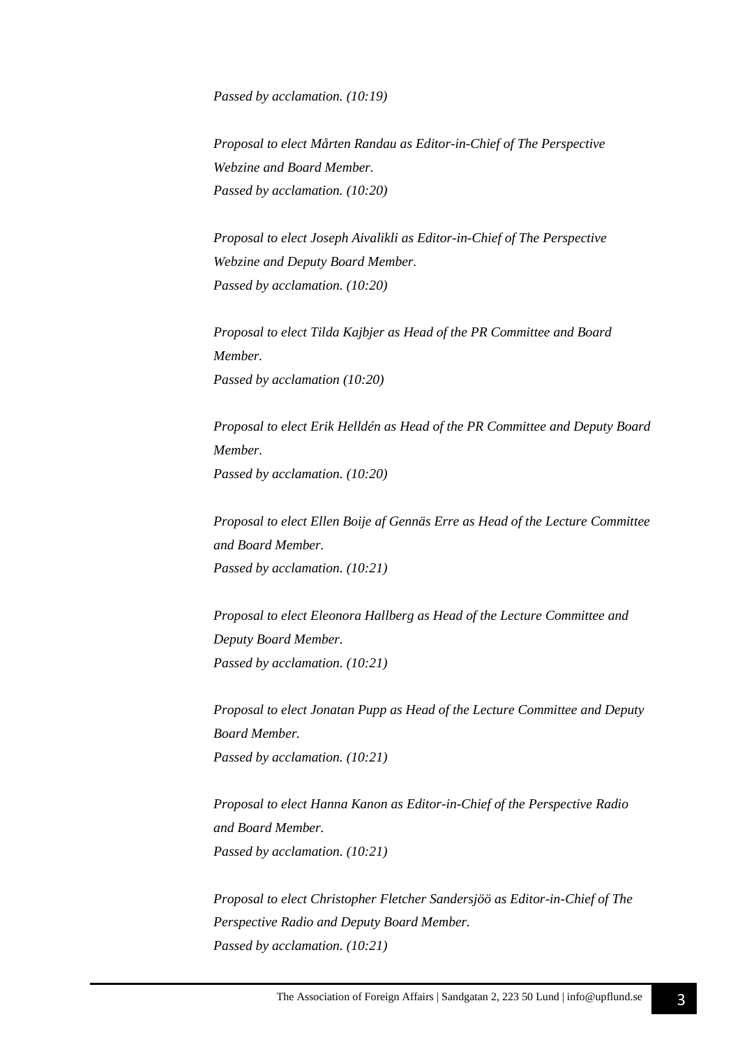*Passed by acclamation. (10:19)*

*Proposal to elect Mårten Randau as Editor-in-Chief of The Perspective Webzine and Board Member.*
*Passed by acclamation. (10:20)*

*Proposal to elect Joseph Aivalikli as Editor-in-Chief of The Perspective Webzine and Deputy Board Member.*
*Passed by acclamation. (10:20)*

*Proposal to elect Tilda Kajbjer as Head of the PR Committee and Board Member.*
*Passed by acclamation (10:20)*

*Proposal to elect Erik Helldén as Head of the PR Committee and Deputy Board Member.*
*Passed by acclamation. (10:20)*

*Proposal to elect Ellen Boije af Gennäs Erre as Head of the Lecture Committee and Board Member.*
*Passed by acclamation. (10:21)*

*Proposal to elect Eleonora Hallberg as Head of the Lecture Committee and Deputy Board Member.*
*Passed by acclamation. (10:21)*

*Proposal to elect Jonatan Pupp as Head of the Lecture Committee and Deputy Board Member.*
*Passed by acclamation. (10:21)*

*Proposal to elect Hanna Kanon as Editor-in-Chief of the Perspective Radio and Board Member.*
*Passed by acclamation. (10:21)*

*Proposal to elect Christopher Fletcher Sandersjöö as Editor-in-Chief of The Perspective Radio and Deputy Board Member.*
*Passed by acclamation. (10:21)*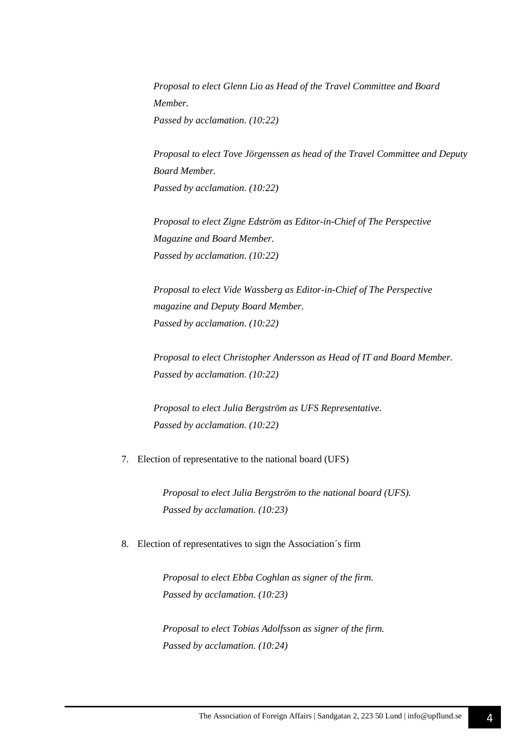*Proposal to elect Glenn Lio as Head of the Travel Committee and Board Member.*
*Passed by acclamation. (10:22)*

*Proposal to elect Tove Jörgenssen as head of the Travel Committee and Deputy Board Member.*
*Passed by acclamation. (10:22)*

*Proposal to elect Zigne Edström as Editor-in-Chief of The Perspective Magazine and Board Member.*
*Passed by acclamation. (10:22)*

*Proposal to elect Vide Wassberg as Editor-in-Chief of The Perspective magazine and Deputy Board Member.*
*Passed by acclamation. (10:22)*

*Proposal to elect Christopher Andersson as Head of IT and Board Member.*
*Passed by acclamation. (10:22)*

*Proposal to elect Julia Bergström as UFS Representative.*
*Passed by acclamation. (10:22)*

7. Election of representative to the national board (UFS)

   *Proposal to elect Julia Bergström to the national board (UFS).*
   *Passed by acclamation. (10:23)*

8. Election of representatives to sign the Association´s firm

   *Proposal to elect Ebba Coghlan as signer of the firm.*
   *Passed by acclamation. (10:23)*

   *Proposal to elect Tobias Adolfsson as signer of the firm.*
   *Passed by acclamation. (10:24)*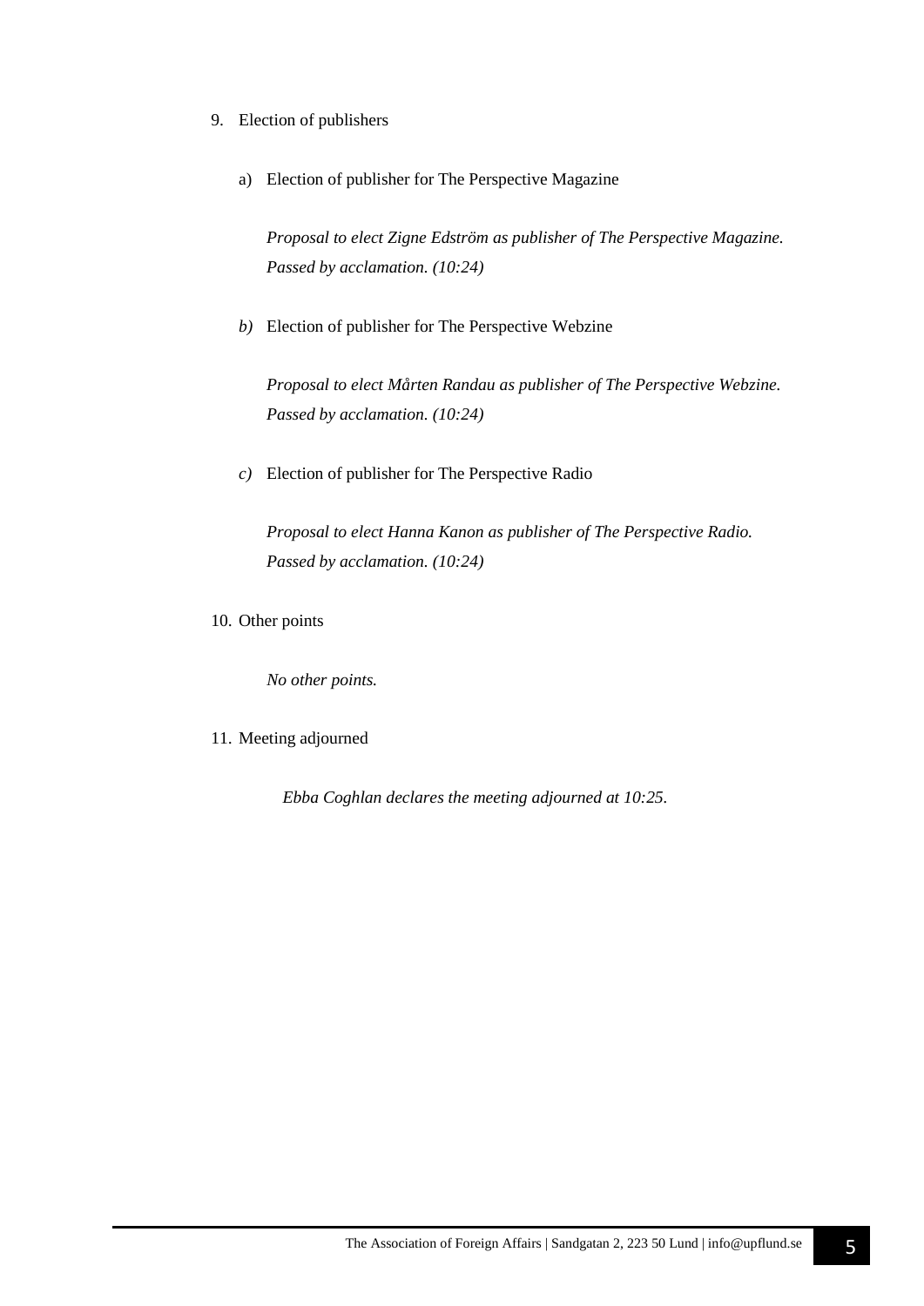9. Election of publishers

   a) Election of publisher for The Perspective Magazine

      *Proposal to elect Zigne Edström as publisher of The Perspective Magazine. Passed by acclamation. (10:24)*

   *b)* Election of publisher for The Perspective Webzine

      *Proposal to elect Mårten Randau as publisher of The Perspective Webzine. Passed by acclamation. (10:24)*

   *c)* Election of publisher for The Perspective Radio

      *Proposal to elect Hanna Kanon as publisher of The Perspective Radio. Passed by acclamation. (10:24)*

10. Other points

    *No other points.*

11. Meeting adjourned

    *Ebba Coghlan declares the meeting adjourned at 10:25.*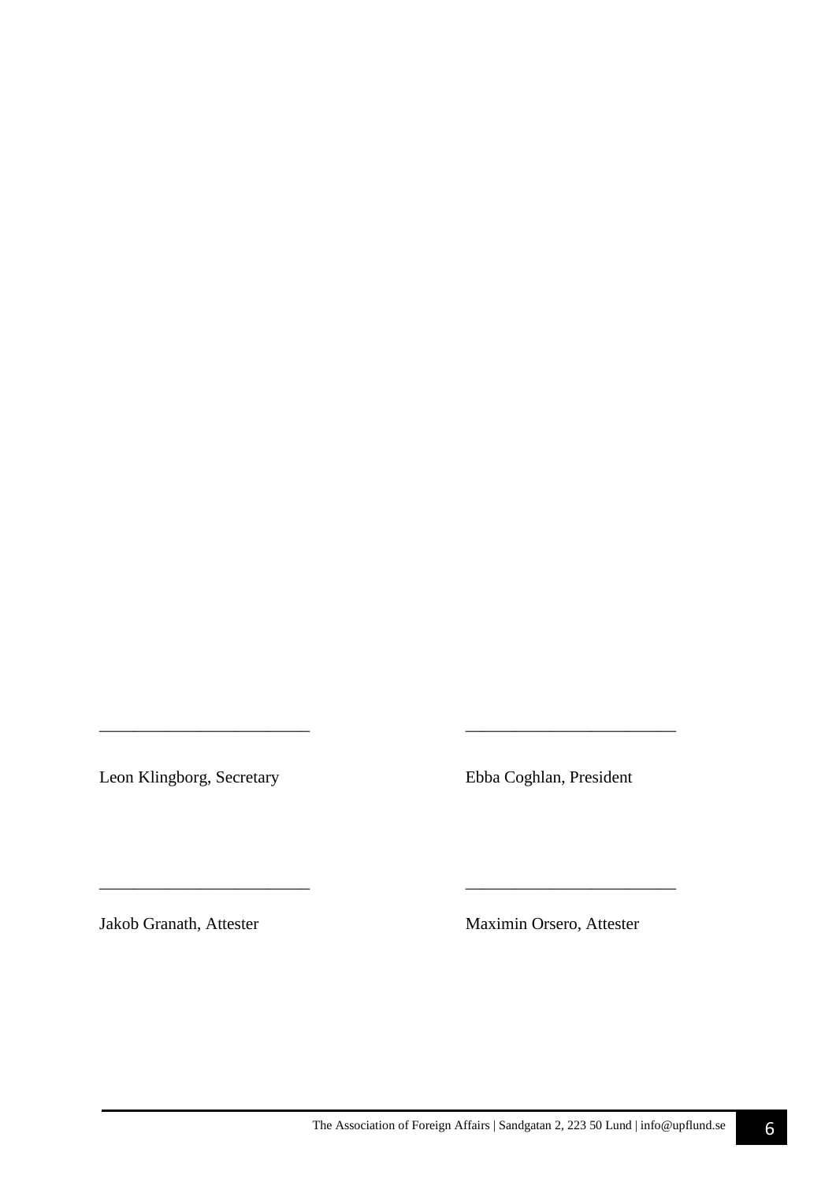\_\_\_\_\_\_\_\_\_\_\_\_\_\_\_\_\_\_\_\_\_\_\_\_\_

Leon Klingborg, Secretary

\_\_\_\_\_\_\_\_\_\_\_\_\_\_\_\_\_\_\_\_\_\_\_\_\_

Ebba Coghlan, President

\_\_\_\_\_\_\_\_\_\_\_\_\_\_\_\_\_\_\_\_\_\_\_\_\_

Jakob Granath, Attester

\_\_\_\_\_\_\_\_\_\_\_\_\_\_\_\_\_\_\_\_\_\_\_\_\_

Maximin Orsero, Attester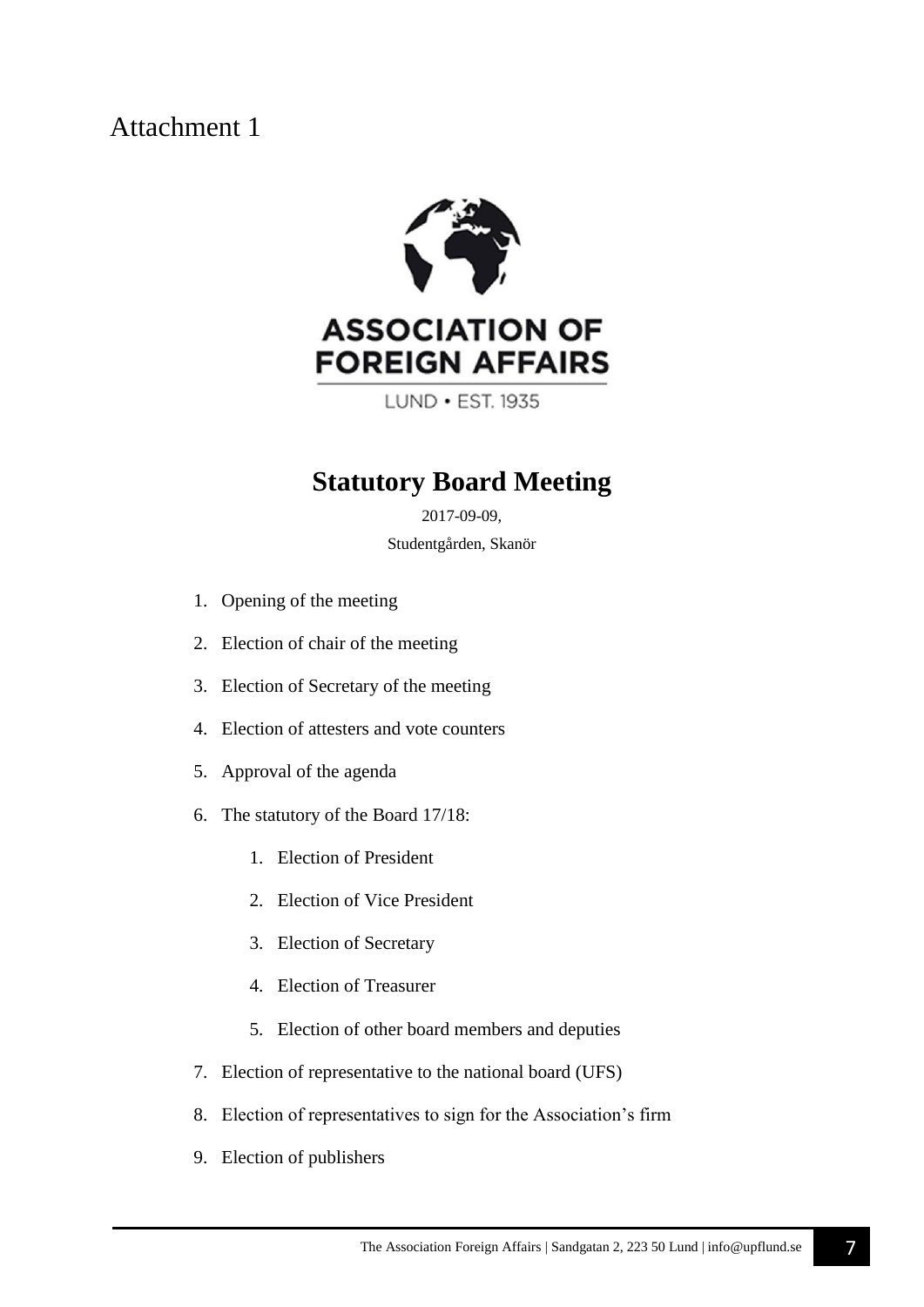# Attachment 1

ASSOCIATION OF FOREIGN AFFAIRS

LUND • EST. 1935

## Statutory Board Meeting

2017-09-09,

Studentgården, Skanör

1. Opening of the meeting
2. Election of chair of the meeting
3. Election of Secretary of the meeting
4. Election of attesters and vote counters
5. Approval of the agenda
6. The statutory of the Board 17/18:
    1. Election of President
    2. Election of Vice President
    3. Election of Secretary
    4. Election of Treasurer
    5. Election of other board members and deputies
7. Election of representative to the national board (UFS)
8. Election of representatives to sign for the Association's firm
9. Election of publishers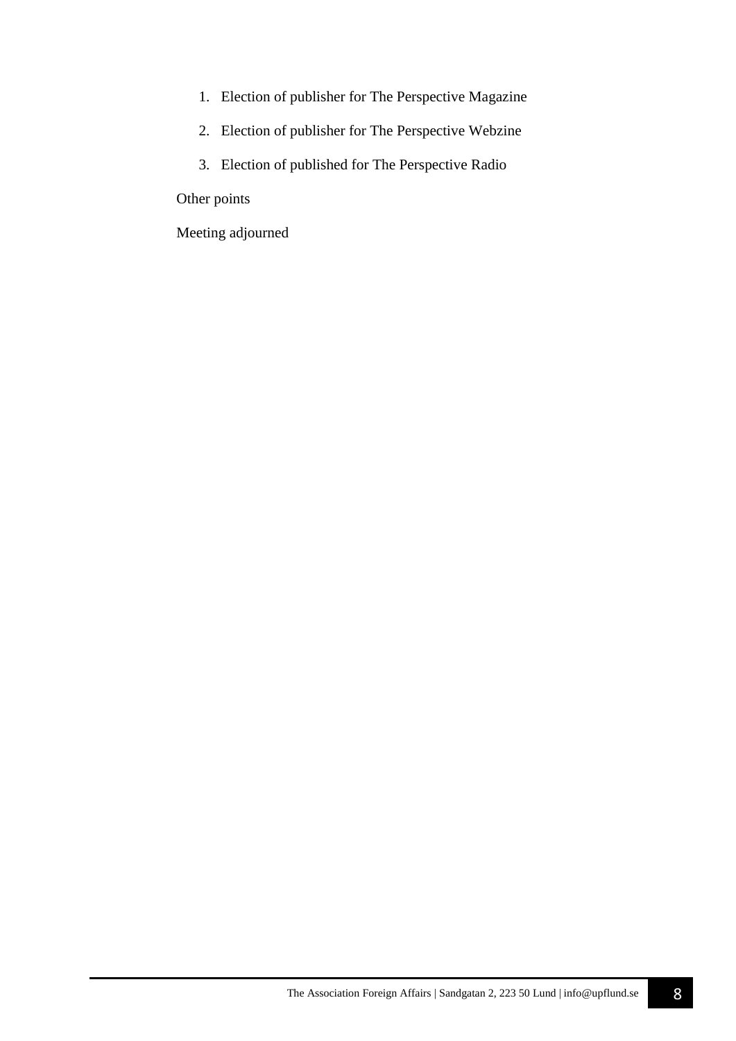1. Election of publisher for The Perspective Magazine
2. Election of publisher for The Perspective Webzine
3. Election of published for The Perspective Radio

Other points

Meeting adjourned